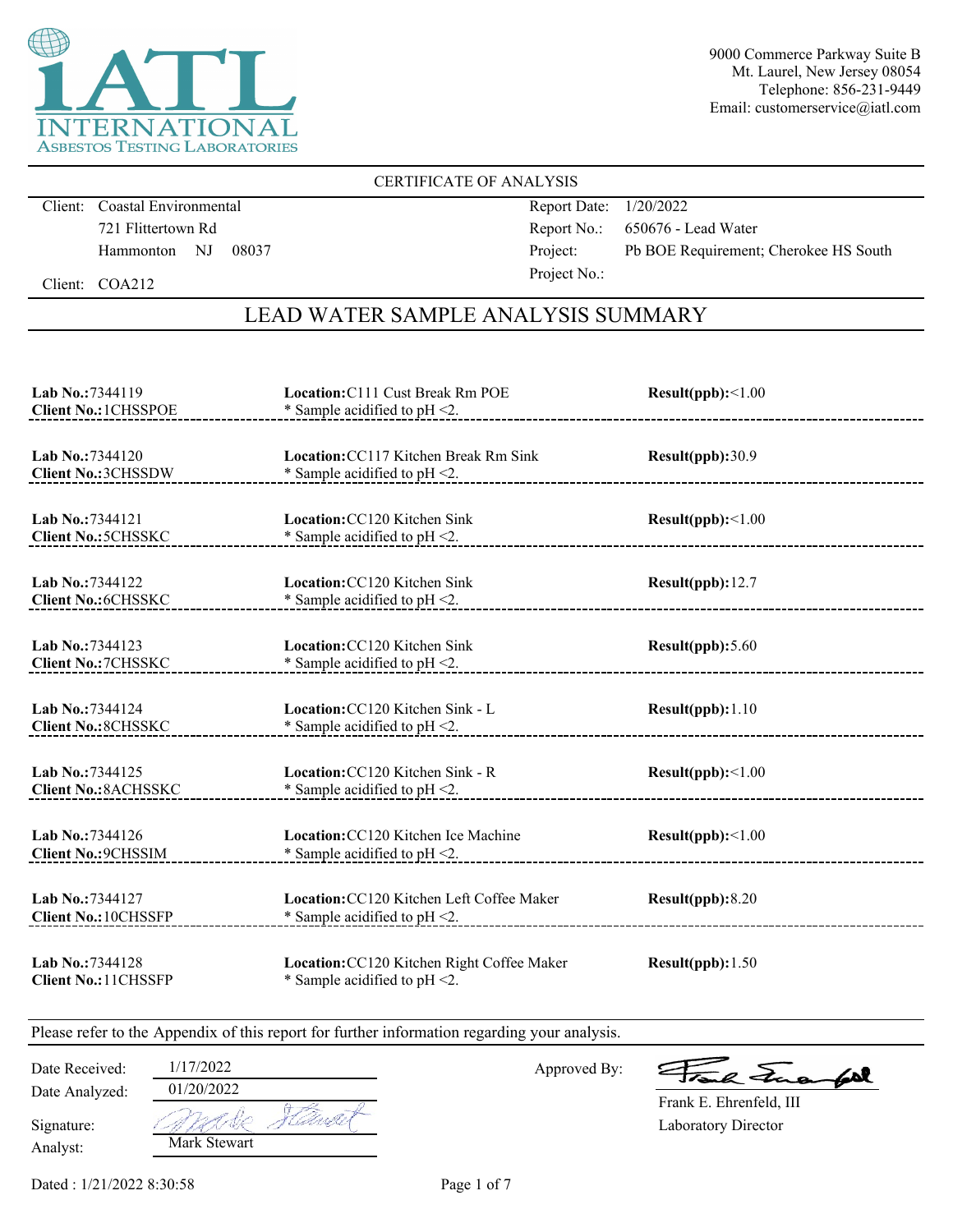iATL INTERNATIONAL ASBESTOS TESTING LABORATORIES

9000 Commerce Parkway Suite B
Mt. Laurel, New Jersey 08054
Telephone: 856-231-9449
Email: customerservice@iatl.com

CERTIFICATE OF ANALYSIS

Client: Coastal Environmental
721 Flittertown Rd
Hammonton NJ 08037

Client: COA212

Report Date: 1/20/2022
Report No.: 650676 - Lead Water
Project: Pb BOE Requirement; Cherokee HS South
Project No.:

## LEAD WATER SAMPLE ANALYSIS SUMMARY

| Lab No. | Client No. | Location | Note | Result(ppb) |
|---|---|---|---|---|
| 7344119 | 1CHSSPOE | C111 Cust Break Rm POE | * Sample acidified to pH <2. | <1.00 |
| 7344120 | 3CHSSDW | CC117 Kitchen Break Rm Sink | * Sample acidified to pH <2. | 30.9 |
| 7344121 | 5CHSSKC | CC120 Kitchen Sink | * Sample acidified to pH <2. | <1.00 |
| 7344122 | 6CHSSKC | CC120 Kitchen Sink | * Sample acidified to pH <2. | 12.7 |
| 7344123 | 7CHSSKC | CC120 Kitchen Sink | * Sample acidified to pH <2. | 5.60 |
| 7344124 | 8CHSSKC | CC120 Kitchen Sink - L | * Sample acidified to pH <2. | 1.10 |
| 7344125 | 8ACHSSKC | CC120 Kitchen Sink - R | * Sample acidified to pH <2. | <1.00 |
| 7344126 | 9CHSSIM | CC120 Kitchen Ice Machine | * Sample acidified to pH <2. | <1.00 |
| 7344127 | 10CHSSFP | CC120 Kitchen Left Coffee Maker | * Sample acidified to pH <2. | 8.20 |
| 7344128 | 11CHSSFP | CC120 Kitchen Right Coffee Maker | * Sample acidified to pH <2. | 1.50 |

Please refer to the Appendix of this report for further information regarding your analysis.

Date Received: 1/17/2022
Date Analyzed: 01/20/2022
Signature: Mark Stewart
Analyst: Mark Stewart

Approved By: Frank E. Ehrenfeld, III
Laboratory Director

Dated : 1/21/2022 8:30:58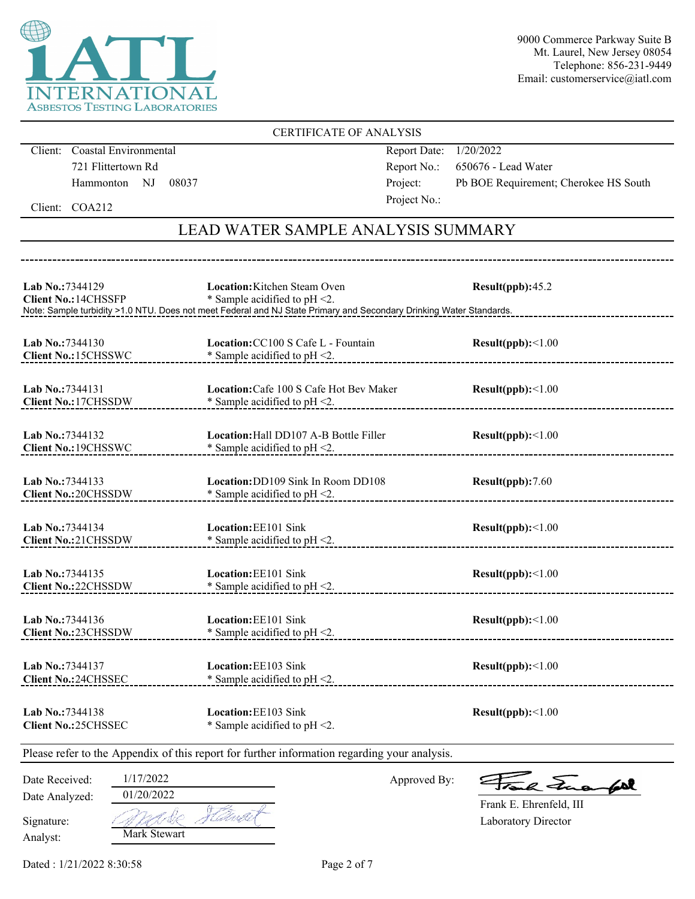INTERNATIONAL ASBESTOS TESTING LABORATORIES

9000 Commerce Parkway Suite B
Mt. Laurel, New Jersey 08054
Telephone: 856-231-9449
Email: customerservice@iatl.com

## CERTIFICATE OF ANALYSIS

Client: Coastal Environmental
721 Flittertown Rd
Hammonton NJ 08037

Client: COA212

Report Date: 1/20/2022
Report No.: 650676 - Lead Water
Project: Pb BOE Requirement; Cherokee HS South
Project No.:

## LEAD WATER SAMPLE ANALYSIS SUMMARY

| Lab No. / Client No. | Location | Result(ppb) |
|---|---|---|
| **Lab No.:** 7344129 / **Client No.:** 14CHSSFP | **Location:** Kitchen Steam Oven * Sample acidified to pH <2. | **Result(ppb):** 45.2 |

Note: Sample turbidity >1.0 NTU. Does not meet Federal and NJ State Primary and Secondary Drinking Water Standards.

| Lab No. / Client No. | Location | Result(ppb) |
|---|---|---|
| **Lab No.:** 7344130 / **Client No.:** 15CHSSWC | **Location:** CC100 S Cafe L - Fountain * Sample acidified to pH <2. | **Result(ppb):** <1.00 |
| **Lab No.:** 7344131 / **Client No.:** 17CHSSDW | **Location:** Cafe 100 S Cafe Hot Bev Maker * Sample acidified to pH <2. | **Result(ppb):** <1.00 |
| **Lab No.:** 7344132 / **Client No.:** 19CHSSWC | **Location:** Hall DD107 A-B Bottle Filler * Sample acidified to pH <2. | **Result(ppb):** <1.00 |
| **Lab No.:** 7344133 / **Client No.:** 20CHSSDW | **Location:** DD109 Sink In Room DD108 * Sample acidified to pH <2. | **Result(ppb):** 7.60 |
| **Lab No.:** 7344134 / **Client No.:** 21CHSSDW | **Location:** EE101 Sink * Sample acidified to pH <2. | **Result(ppb):** <1.00 |
| **Lab No.:** 7344135 / **Client No.:** 22CHSSDW | **Location:** EE101 Sink * Sample acidified to pH <2. | **Result(ppb):** <1.00 |
| **Lab No.:** 7344136 / **Client No.:** 23CHSSDW | **Location:** EE101 Sink * Sample acidified to pH <2. | **Result(ppb):** <1.00 |
| **Lab No.:** 7344137 / **Client No.:** 24CHSSEC | **Location:** EE103 Sink * Sample acidified to pH <2. | **Result(ppb):** <1.00 |
| **Lab No.:** 7344138 / **Client No.:** 25CHSSEC | **Location:** EE103 Sink * Sample acidified to pH <2. | **Result(ppb):** <1.00 |

Please refer to the Appendix of this report for further information regarding your analysis.

Date Received: 1/17/2022
Date Analyzed: 01/20/2022
Signature: Mark Stewart
Analyst: Mark Stewart

Approved By: Frank E. Ehrenfeld, III
Laboratory Director

Dated : 1/21/2022 8:30:58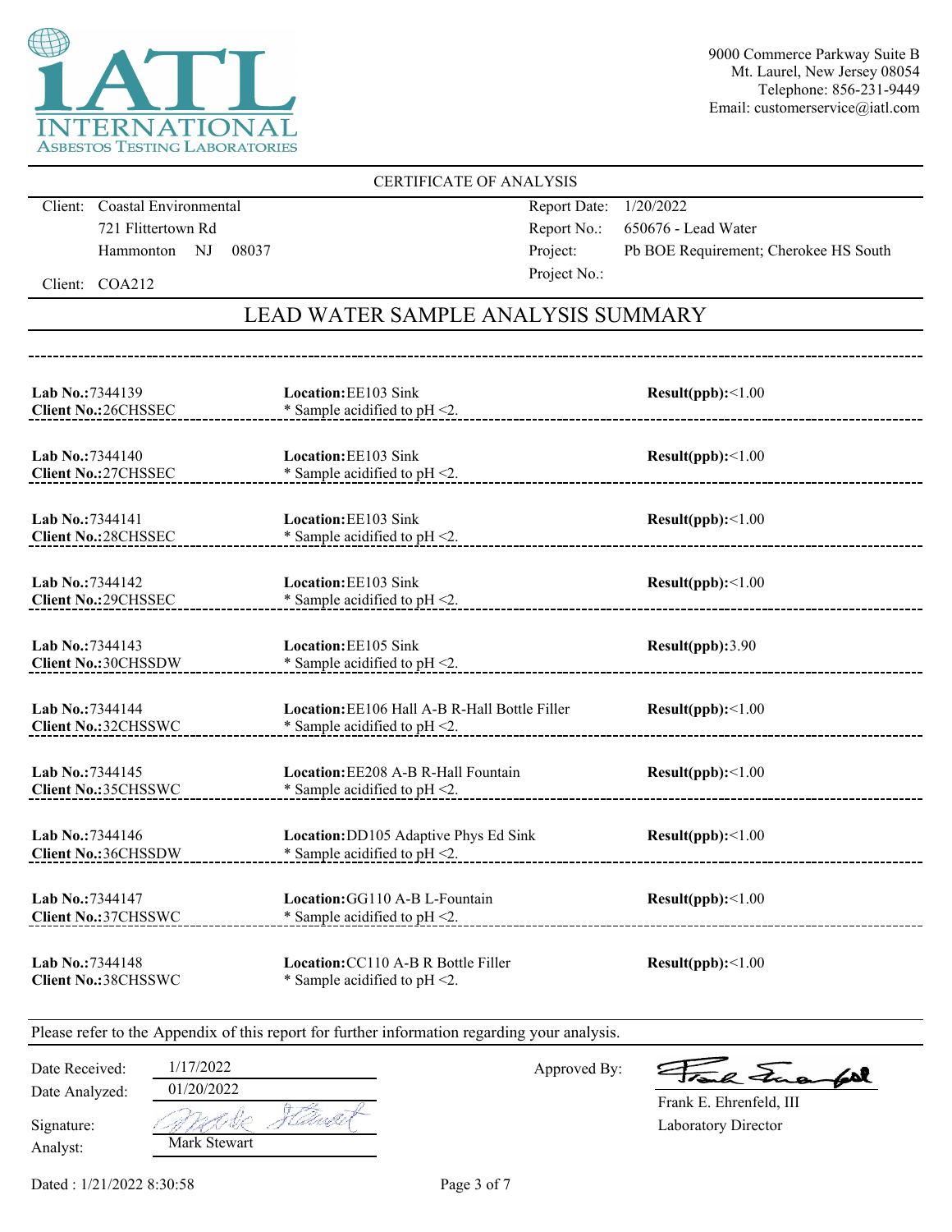9000 Commerce Parkway Suite B
Mt. Laurel, New Jersey 08054
Telephone: 856-231-9449
Email: customerservice@iatl.com

INTERNATIONAL ASBESTOS TESTING LABORATORIES

CERTIFICATE OF ANALYSIS

| | |
|---|---|
| Client: Coastal Environmental | Report Date: 1/20/2022 |
| 721 Flittertown Rd | Report No.: 650676 - Lead Water |
| Hammonton NJ 08037 | Project: Pb BOE Requirement; Cherokee HS South |
| Client: COA212 | Project No.: |

## LEAD WATER SAMPLE ANALYSIS SUMMARY

| Lab No. / Client No. | Location | Result(ppb) |
|---|---|---|
| **Lab No.:** 7344139<br>**Client No.:** 26CHSSEC | **Location:** EE103 Sink<br>* Sample acidified to pH <2. | **Result(ppb):** <1.00 |
| **Lab No.:** 7344140<br>**Client No.:** 27CHSSEC | **Location:** EE103 Sink<br>* Sample acidified to pH <2. | **Result(ppb):** <1.00 |
| **Lab No.:** 7344141<br>**Client No.:** 28CHSSEC | **Location:** EE103 Sink<br>* Sample acidified to pH <2. | **Result(ppb):** <1.00 |
| **Lab No.:** 7344142<br>**Client No.:** 29CHSSEC | **Location:** EE103 Sink<br>* Sample acidified to pH <2. | **Result(ppb):** <1.00 |
| **Lab No.:** 7344143<br>**Client No.:** 30CHSSDW | **Location:** EE105 Sink<br>* Sample acidified to pH <2. | **Result(ppb):** 3.90 |
| **Lab No.:** 7344144<br>**Client No.:** 32CHSSWC | **Location:** EE106 Hall A-B R-Hall Bottle Filler<br>* Sample acidified to pH <2. | **Result(ppb):** <1.00 |
| **Lab No.:** 7344145<br>**Client No.:** 35CHSSWC | **Location:** EE208 A-B R-Hall Fountain<br>* Sample acidified to pH <2. | **Result(ppb):** <1.00 |
| **Lab No.:** 7344146<br>**Client No.:** 36CHSSDW | **Location:** DD105 Adaptive Phys Ed Sink<br>* Sample acidified to pH <2. | **Result(ppb):** <1.00 |
| **Lab No.:** 7344147<br>**Client No.:** 37CHSSWC | **Location:** GG110 A-B L-Fountain<br>* Sample acidified to pH <2. | **Result(ppb):** <1.00 |
| **Lab No.:** 7344148<br>**Client No.:** 38CHSSWC | **Location:** CC110 A-B R Bottle Filler<br>* Sample acidified to pH <2. | **Result(ppb):** <1.00 |

Please refer to the Appendix of this report for further information regarding your analysis.

Date Received: 1/17/2022
Date Analyzed: 01/20/2022
Signature: Mark Stewart
Analyst: Mark Stewart

Approved By: Frank E. Ehrenfeld, III
Laboratory Director

Dated : 1/21/2022 8:30:58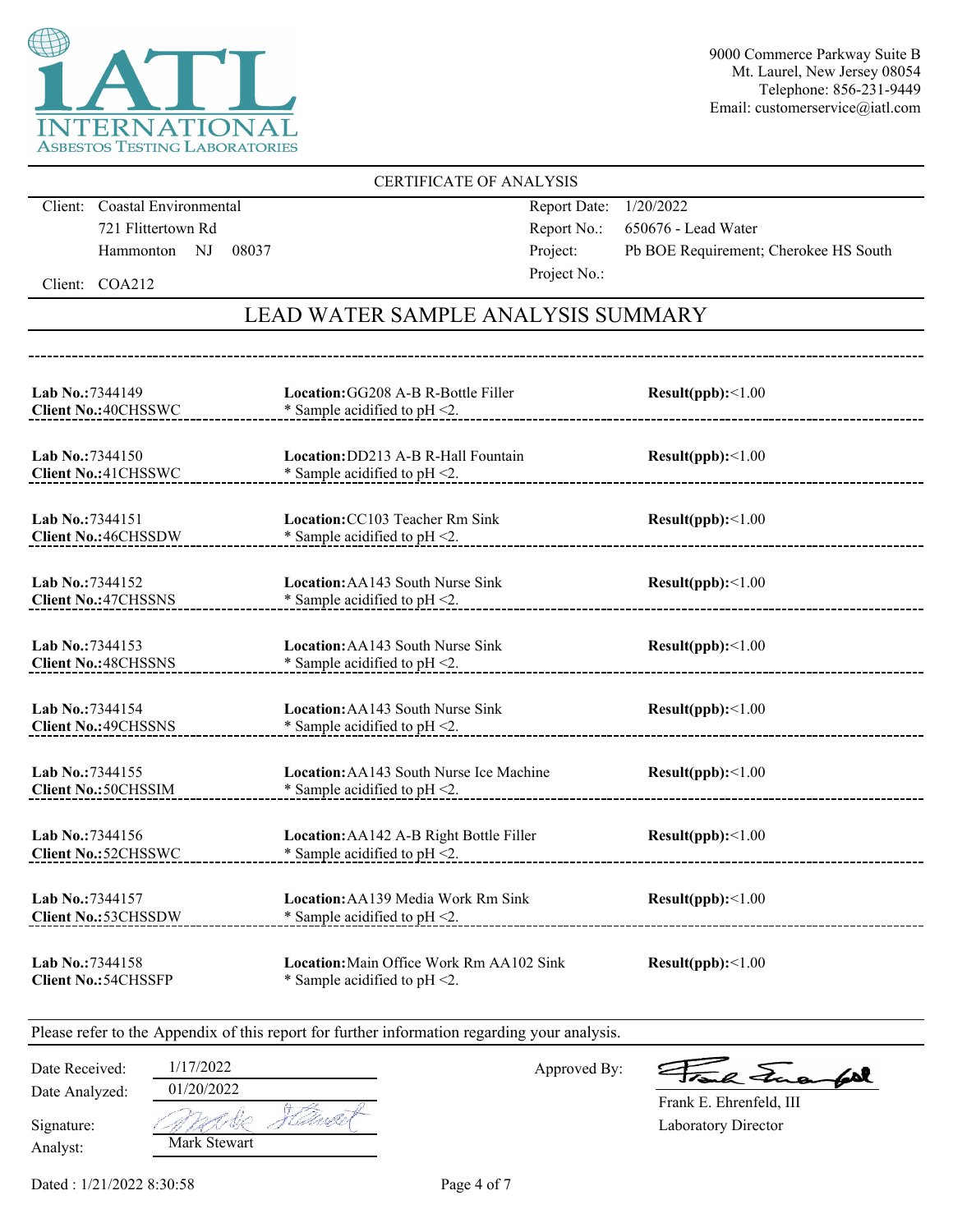**iATL INTERNATIONAL ASBESTOS TESTING LABORATORIES**

9000 Commerce Parkway Suite B
Mt. Laurel, New Jersey 08054
Telephone: 856-231-9449
Email: customerservice@iatl.com

## CERTIFICATE OF ANALYSIS

Client: Coastal Environmental
721 Flittertown Rd
Hammonton NJ 08037

Client: COA212

Report Date: 1/20/2022
Report No.: 650676 - Lead Water
Project: Pb BOE Requirement; Cherokee HS South
Project No.:

## LEAD WATER SAMPLE ANALYSIS SUMMARY

| Lab No. | Client No. | Location | Result(ppb) |
|---|---|---|---|
| 7344149 | 40CHSSWC | GG208 A-B R-Bottle Filler<br>* Sample acidified to pH <2. | <1.00 |
| 7344150 | 41CHSSWC | DD213 A-B R-Hall Fountain<br>* Sample acidified to pH <2. | <1.00 |
| 7344151 | 46CHSSDW | CC103 Teacher Rm Sink<br>* Sample acidified to pH <2. | <1.00 |
| 7344152 | 47CHSSNS | AA143 South Nurse Sink<br>* Sample acidified to pH <2. | <1.00 |
| 7344153 | 48CHSSNS | AA143 South Nurse Sink<br>* Sample acidified to pH <2. | <1.00 |
| 7344154 | 49CHSSNS | AA143 South Nurse Sink<br>* Sample acidified to pH <2. | <1.00 |
| 7344155 | 50CHSSIM | AA143 South Nurse Ice Machine<br>* Sample acidified to pH <2. | <1.00 |
| 7344156 | 52CHSSWC | AA142 A-B Right Bottle Filler<br>* Sample acidified to pH <2. | <1.00 |
| 7344157 | 53CHSSDW | AA139 Media Work Rm Sink<br>* Sample acidified to pH <2. | <1.00 |
| 7344158 | 54CHSSFP | Main Office Work Rm AA102 Sink<br>* Sample acidified to pH <2. | <1.00 |

Please refer to the Appendix of this report for further information regarding your analysis.

Date Received: 1/17/2022
Date Analyzed: 01/20/2022
Signature: Mark Stewart
Analyst: Mark Stewart

Approved By: Frank E. Ehrenfeld, III
Laboratory Director

Dated : 1/21/2022 8:30:58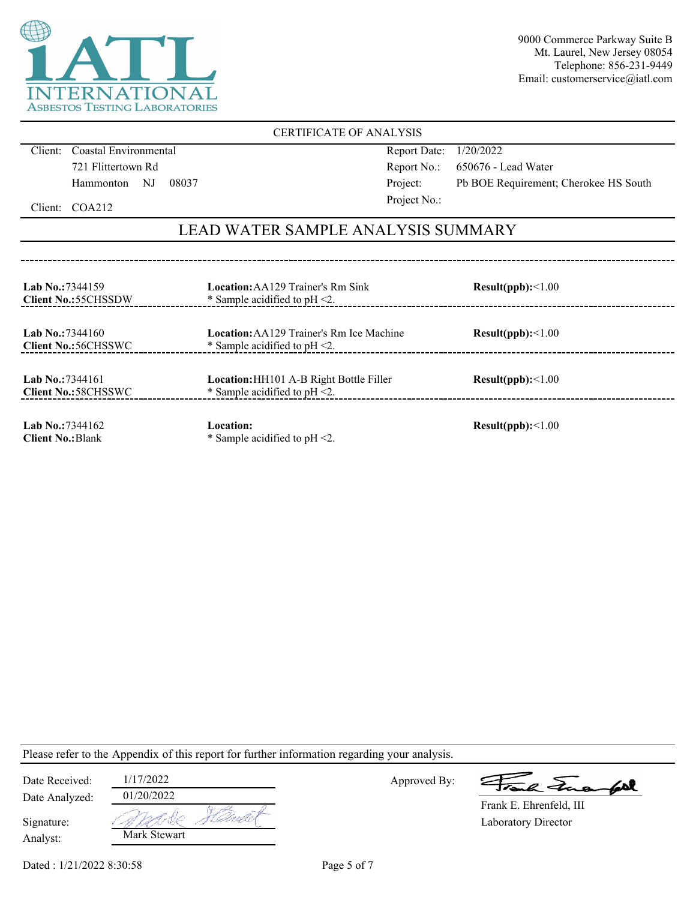INTERNATIONAL ASBESTOS TESTING LABORATORIES

9000 Commerce Parkway Suite B
Mt. Laurel, New Jersey 08054
Telephone: 856-231-9449
Email: customerservice@iatl.com

CERTIFICATE OF ANALYSIS

Client: Coastal Environmental
721 Flittertown Rd
Hammonton NJ 08037

Client: COA212

Report Date: 1/20/2022
Report No.: 650676 - Lead Water
Project: Pb BOE Requirement; Cherokee HS South
Project No.:

## LEAD WATER SAMPLE ANALYSIS SUMMARY

| Lab No. / Client No. | Location | Result(ppb) |
|---|---|---|
| **Lab No.:** 7344159<br>**Client No.:** 55CHSSDW | **Location:** AA129 Trainer's Rm Sink<br>* Sample acidified to pH <2. | <1.00 |
| **Lab No.:** 7344160<br>**Client No.:** 56CHSSWC | **Location:** AA129 Trainer's Rm Ice Machine<br>* Sample acidified to pH <2. | <1.00 |
| **Lab No.:** 7344161<br>**Client No.:** 58CHSSWC | **Location:** HH101 A-B Right Bottle Filler<br>* Sample acidified to pH <2. | <1.00 |
| **Lab No.:** 7344162<br>**Client No.:** Blank | **Location:**<br>* Sample acidified to pH <2. | <1.00 |

Please refer to the Appendix of this report for further information regarding your analysis.

Date Received: 1/17/2022
Date Analyzed: 01/20/2022
Signature:
Analyst: Mark Stewart

Approved By:
Frank E. Ehrenfeld, III
Laboratory Director

Dated : 1/21/2022 8:30:58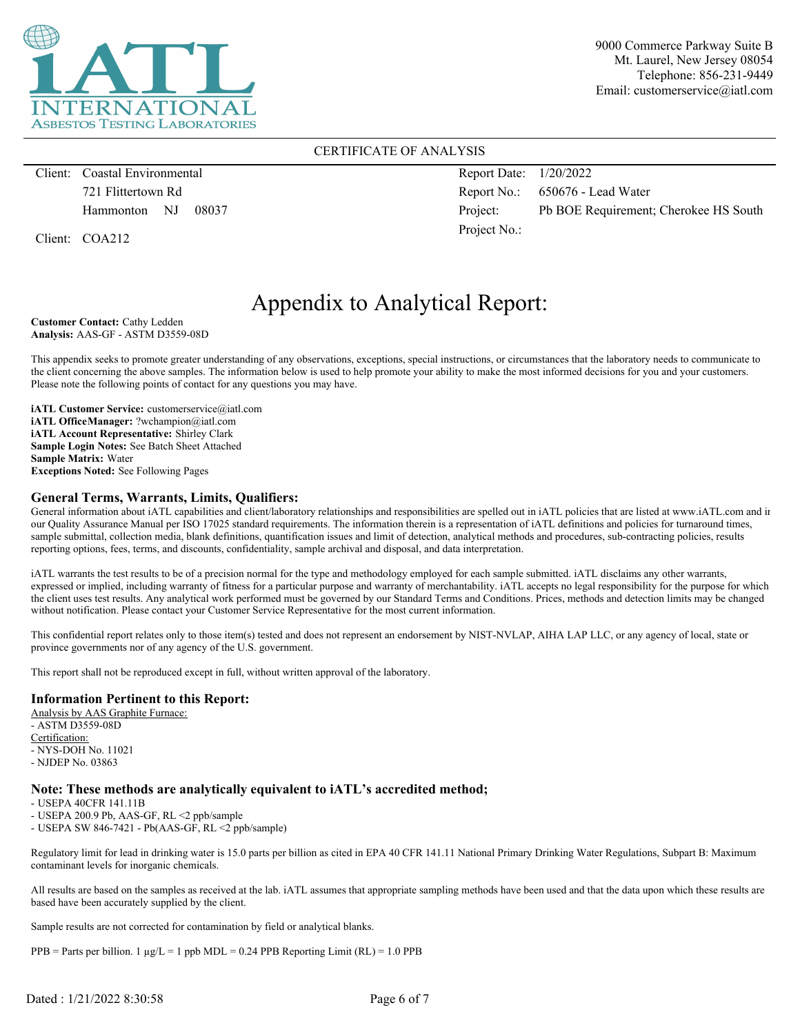iATL INTERNATIONAL ASBESTOS TESTING LABORATORIES

9000 Commerce Parkway Suite B
Mt. Laurel, New Jersey 08054
Telephone: 856-231-9449
Email: customerservice@iatl.com

CERTIFICATE OF ANALYSIS

| | |
|---|---|
| Client: Coastal Environmental | Report Date: 1/20/2022 |
| 721 Flittertown Rd | Report No.: 650676 - Lead Water |
| Hammonton NJ 08037 | Project: Pb BOE Requirement; Cherokee HS South |
| Client: COA212 | Project No.: |

# Appendix to Analytical Report:

**Customer Contact:** Cathy Ledden
**Analysis:** AAS-GF - ASTM D3559-08D

This appendix seeks to promote greater understanding of any observations, exceptions, special instructions, or circumstances that the laboratory needs to communicate to the client concerning the above samples. The information below is used to help promote your ability to make the most informed decisions for you and your customers. Please note the following points of contact for any questions you may have.

**iATL Customer Service:** customerservice@iatl.com
**iATL OfficeManager:** ?wchampion@iatl.com
**iATL Account Representative:** Shirley Clark
**Sample Login Notes:** See Batch Sheet Attached
**Sample Matrix:** Water
**Exceptions Noted:** See Following Pages

### General Terms, Warrants, Limits, Qualifiers:

General information about iATL capabilities and client/laboratory relationships and responsibilities are spelled out in iATL policies that are listed at www.iATL.com and in our Quality Assurance Manual per ISO 17025 standard requirements. The information therein is a representation of iATL definitions and policies for turnaround times, sample submittal, collection media, blank definitions, quantification issues and limit of detection, analytical methods and procedures, sub-contracting policies, results reporting options, fees, terms, and discounts, confidentiality, sample archival and disposal, and data interpretation.

iATL warrants the test results to be of a precision normal for the type and methodology employed for each sample submitted. iATL disclaims any other warrants, expressed or implied, including warranty of fitness for a particular purpose and warranty of merchantability. iATL accepts no legal responsibility for the purpose for which the client uses test results. Any analytical work performed must be governed by our Standard Terms and Conditions. Prices, methods and detection limits may be changed without notification. Please contact your Customer Service Representative for the most current information.

This confidential report relates only to those item(s) tested and does not represent an endorsement by NIST-NVLAP, AIHA LAP LLC, or any agency of local, state or province governments nor of any agency of the U.S. government.

This report shall not be reproduced except in full, without written approval of the laboratory.

### Information Pertinent to this Report:

Analysis by AAS Graphite Furnace:
- ASTM D3559-08D

Certification:
- NYS-DOH No. 11021
- NJDEP No. 03863

### Note: These methods are analytically equivalent to iATL's accredited method;

- USEPA 40CFR 141.11B
- USEPA 200.9 Pb, AAS-GF, RL <2 ppb/sample
- USEPA SW 846-7421 - Pb(AAS-GF, RL <2 ppb/sample)

Regulatory limit for lead in drinking water is 15.0 parts per billion as cited in EPA 40 CFR 141.11 National Primary Drinking Water Regulations, Subpart B: Maximum contaminant levels for inorganic chemicals.

All results are based on the samples as received at the lab. iATL assumes that appropriate sampling methods have been used and that the data upon which these results are based have been accurately supplied by the client.

Sample results are not corrected for contamination by field or analytical blanks.

PPB = Parts per billion. 1 µg/L = 1 ppb MDL = 0.24 PPB Reporting Limit (RL) = 1.0 PPB

Dated : 1/21/2022 8:30:58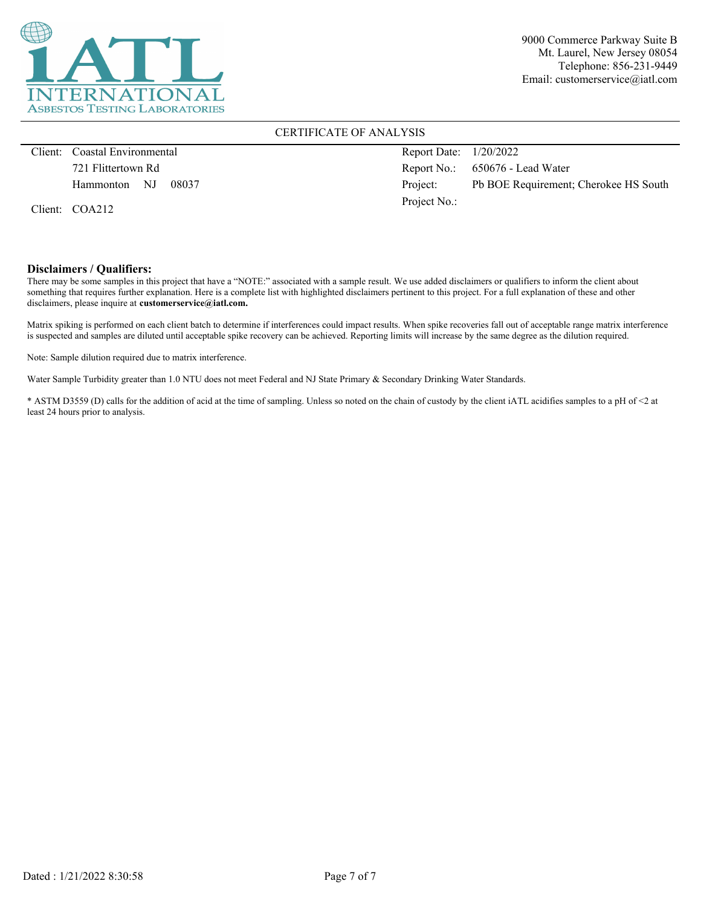9000 Commerce Parkway Suite B
Mt. Laurel, New Jersey 08054
Telephone: 856-231-9449
Email: customerservice@iatl.com

CERTIFICATE OF ANALYSIS

| | | | |
|---|---|---|---|
| Client: | Coastal Environmental | Report Date: | 1/20/2022 |
| | 721 Flittertown Rd | Report No.: | 650676 - Lead Water |
| | Hammonton NJ 08037 | Project: | Pb BOE Requirement; Cherokee HS South |
| Client: | COA212 | Project No.: | |

**Disclaimers / Qualifiers:**

There may be some samples in this project that have a "NOTE:" associated with a sample result. We use added disclaimers or qualifiers to inform the client about something that requires further explanation. Here is a complete list with highlighted disclaimers pertinent to this project. For a full explanation of these and other disclaimers, please inquire at **customerservice@iatl.com.**

Matrix spiking is performed on each client batch to determine if interferences could impact results. When spike recoveries fall out of acceptable range matrix interference is suspected and samples are diluted until acceptable spike recovery can be achieved. Reporting limits will increase by the same degree as the dilution required.

Note: Sample dilution required due to matrix interference.

Water Sample Turbidity greater than 1.0 NTU does not meet Federal and NJ State Primary & Secondary Drinking Water Standards.

* ASTM D3559 (D) calls for the addition of acid at the time of sampling. Unless so noted on the chain of custody by the client iATL acidifies samples to a pH of <2 at least 24 hours prior to analysis.

Dated : 1/21/2022 8:30:58